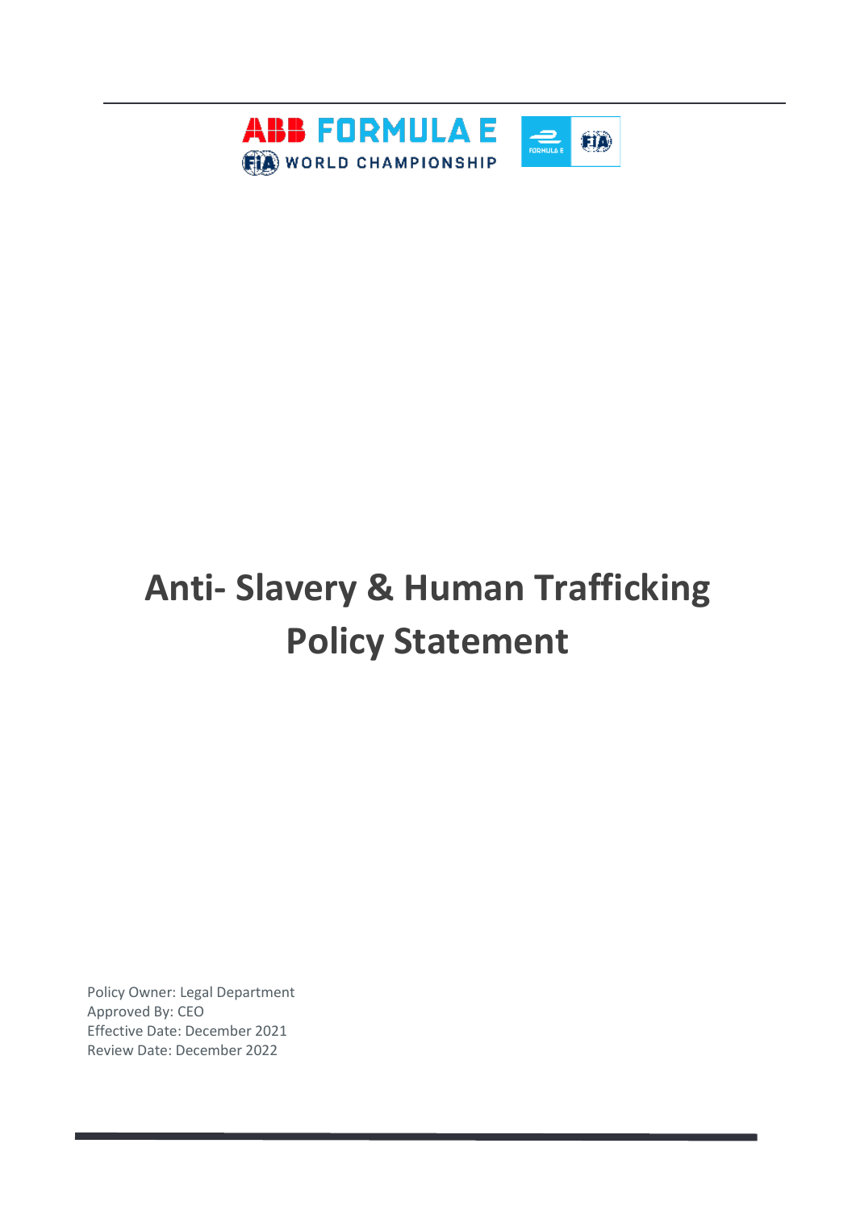ABB FORMULA E
FIA WORLD CHAMPIONSHIP

# Anti- Slavery & Human Trafficking Policy Statement

Policy Owner: Legal Department
Approved By: CEO
Effective Date: December 2021
Review Date: December 2022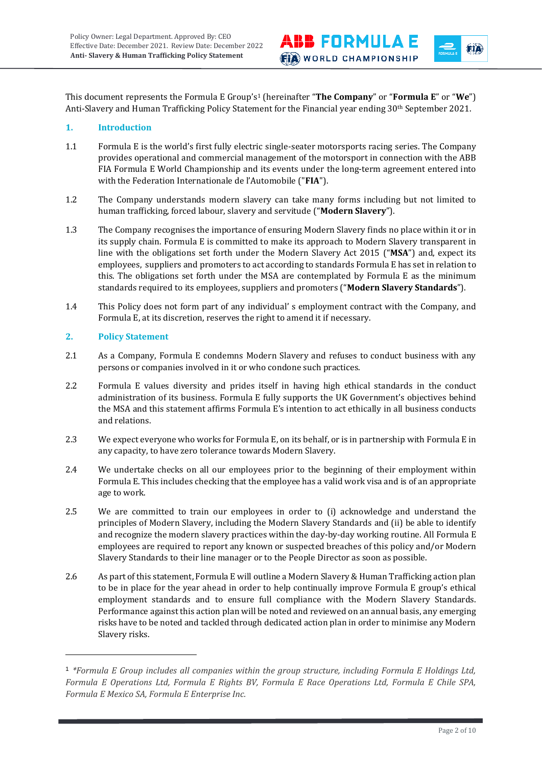This document represents the Formula E Group's[1] (hereinafter "**The Company**" or "**Formula E**" or "**We**") Anti-Slavery and Human Trafficking Policy Statement for the Financial year ending 30th September 2021.

## 1. Introduction

1.1 Formula E is the world's first fully electric single-seater motorsports racing series. The Company provides operational and commercial management of the motorsport in connection with the ABB FIA Formula E World Championship and its events under the long-term agreement entered into with the Federation Internationale de l'Automobile ("**FIA**").

1.2 The Company understands modern slavery can take many forms including but not limited to human trafficking, forced labour, slavery and servitude ("**Modern Slavery**").

1.3 The Company recognises the importance of ensuring Modern Slavery finds no place within it or in its supply chain. Formula E is committed to make its approach to Modern Slavery transparent in line with the obligations set forth under the Modern Slavery Act 2015 ("**MSA**") and, expect its employees, suppliers and promoters to act according to standards Formula E has set in relation to this. The obligations set forth under the MSA are contemplated by Formula E as the minimum standards required to its employees, suppliers and promoters ("**Modern Slavery Standards**").

1.4 This Policy does not form part of any individual' s employment contract with the Company, and Formula E, at its discretion, reserves the right to amend it if necessary.

## 2. Policy Statement

2.1 As a Company, Formula E condemns Modern Slavery and refuses to conduct business with any persons or companies involved in it or who condone such practices.

2.2 Formula E values diversity and prides itself in having high ethical standards in the conduct administration of its business. Formula E fully supports the UK Government's objectives behind the MSA and this statement affirms Formula E's intention to act ethically in all business conducts and relations.

2.3 We expect everyone who works for Formula E, on its behalf, or is in partnership with Formula E in any capacity, to have zero tolerance towards Modern Slavery.

2.4 We undertake checks on all our employees prior to the beginning of their employment within Formula E. This includes checking that the employee has a valid work visa and is of an appropriate age to work.

2.5 We are committed to train our employees in order to (i) acknowledge and understand the principles of Modern Slavery, including the Modern Slavery Standards and (ii) be able to identify and recognize the modern slavery practices within the day-by-day working routine. All Formula E employees are required to report any known or suspected breaches of this policy and/or Modern Slavery Standards to their line manager or to the People Director as soon as possible.

2.6 As part of this statement, Formula E will outline a Modern Slavery & Human Trafficking action plan to be in place for the year ahead in order to help continually improve Formula E group's ethical employment standards and to ensure full compliance with the Modern Slavery Standards. Performance against this action plan will be noted and reviewed on an annual basis, any emerging risks have to be noted and tackled through dedicated action plan in order to minimise any Modern Slavery risks.

---

[1] **Formula E Group includes all companies within the group structure, including Formula E Holdings Ltd, Formula E Operations Ltd, Formula E Rights BV, Formula E Race Operations Ltd, Formula E Chile SPA, Formula E Mexico SA, Formula E Enterprise Inc.*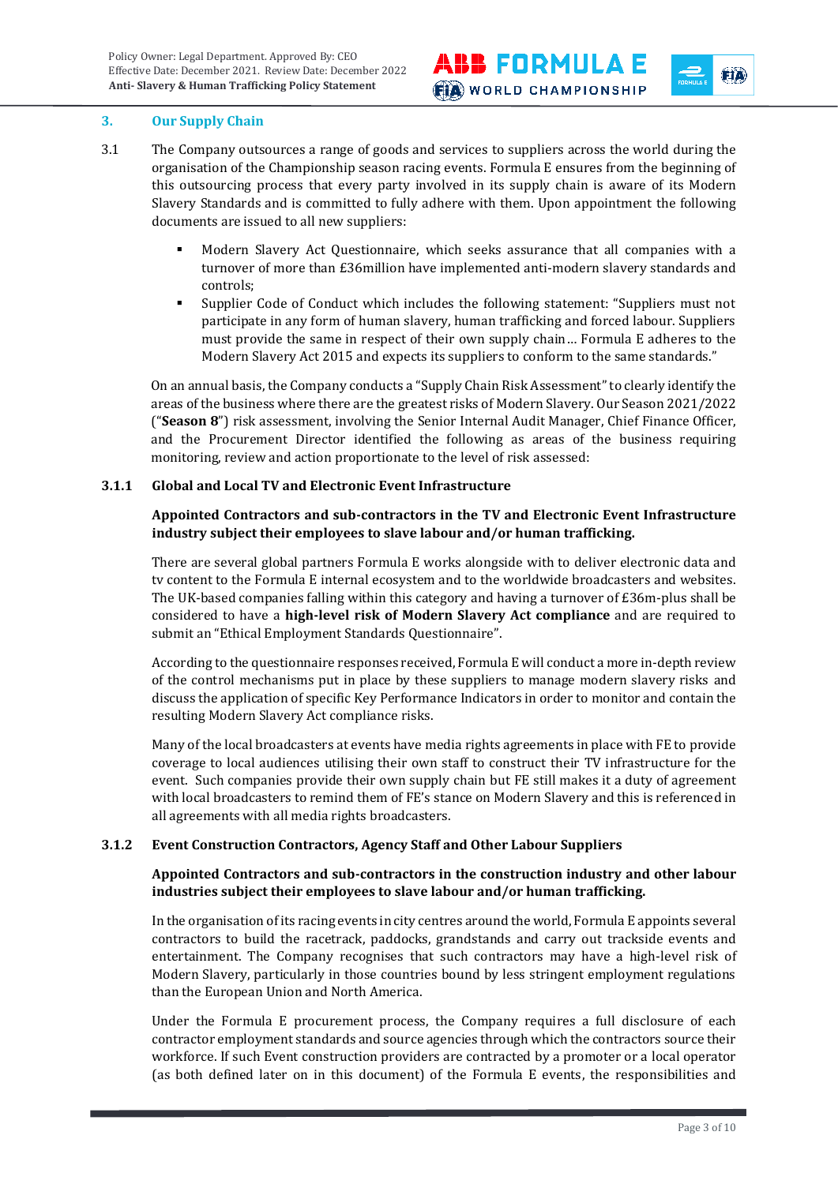## 3. Our Supply Chain

3.1 The Company outsources a range of goods and services to suppliers across the world during the organisation of the Championship season racing events. Formula E ensures from the beginning of this outsourcing process that every party involved in its supply chain is aware of its Modern Slavery Standards and is committed to fully adhere with them. Upon appointment the following documents are issued to all new suppliers:

- Modern Slavery Act Questionnaire, which seeks assurance that all companies with a turnover of more than £36million have implemented anti-modern slavery standards and controls;
- Supplier Code of Conduct which includes the following statement: "Suppliers must not participate in any form of human slavery, human trafficking and forced labour. Suppliers must provide the same in respect of their own supply chain… Formula E adheres to the Modern Slavery Act 2015 and expects its suppliers to conform to the same standards."

On an annual basis, the Company conducts a "Supply Chain Risk Assessment" to clearly identify the areas of the business where there are the greatest risks of Modern Slavery. Our Season 2021/2022 ("**Season 8**") risk assessment, involving the Senior Internal Audit Manager, Chief Finance Officer, and the Procurement Director identified the following as areas of the business requiring monitoring, review and action proportionate to the level of risk assessed:

### 3.1.1 Global and Local TV and Electronic Event Infrastructure

**Appointed Contractors and sub-contractors in the TV and Electronic Event Infrastructure industry subject their employees to slave labour and/or human trafficking.**

There are several global partners Formula E works alongside with to deliver electronic data and tv content to the Formula E internal ecosystem and to the worldwide broadcasters and websites. The UK-based companies falling within this category and having a turnover of £36m-plus shall be considered to have a **high-level risk of Modern Slavery Act compliance** and are required to submit an "Ethical Employment Standards Questionnaire".

According to the questionnaire responses received, Formula E will conduct a more in-depth review of the control mechanisms put in place by these suppliers to manage modern slavery risks and discuss the application of specific Key Performance Indicators in order to monitor and contain the resulting Modern Slavery Act compliance risks.

Many of the local broadcasters at events have media rights agreements in place with FE to provide coverage to local audiences utilising their own staff to construct their TV infrastructure for the event. Such companies provide their own supply chain but FE still makes it a duty of agreement with local broadcasters to remind them of FE's stance on Modern Slavery and this is referenced in all agreements with all media rights broadcasters.

### 3.1.2 Event Construction Contractors, Agency Staff and Other Labour Suppliers

**Appointed Contractors and sub-contractors in the construction industry and other labour industries subject their employees to slave labour and/or human trafficking.**

In the organisation of its racing events in city centres around the world, Formula E appoints several contractors to build the racetrack, paddocks, grandstands and carry out trackside events and entertainment. The Company recognises that such contractors may have a high-level risk of Modern Slavery, particularly in those countries bound by less stringent employment regulations than the European Union and North America.

Under the Formula E procurement process, the Company requires a full disclosure of each contractor employment standards and source agencies through which the contractors source their workforce. If such Event construction providers are contracted by a promoter or a local operator (as both defined later on in this document) of the Formula E events, the responsibilities and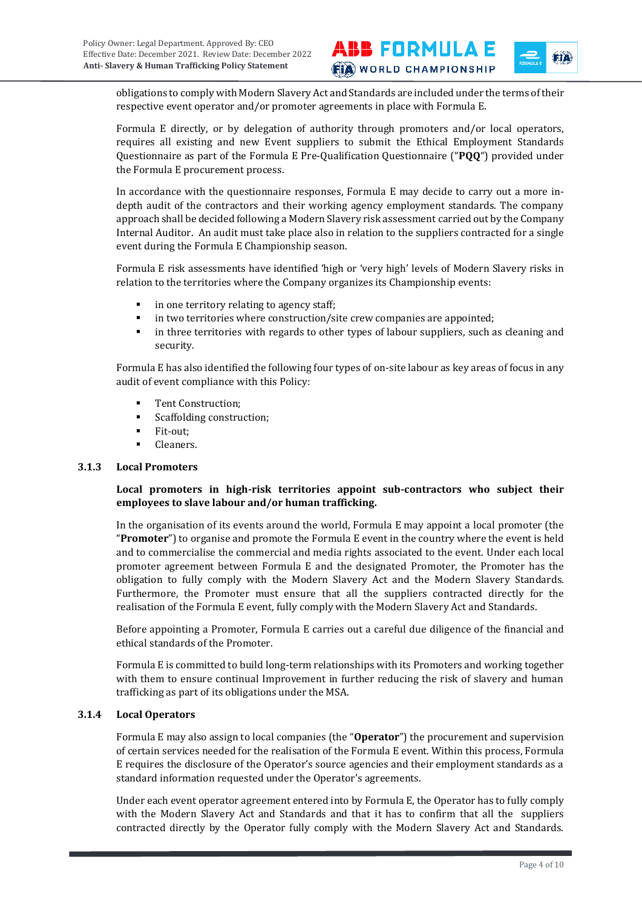obligations to comply with Modern Slavery Act and Standards are included under the terms of their respective event operator and/or promoter agreements in place with Formula E.

Formula E directly, or by delegation of authority through promoters and/or local operators, requires all existing and new Event suppliers to submit the Ethical Employment Standards Questionnaire as part of the Formula E Pre-Qualification Questionnaire ("**PQQ**") provided under the Formula E procurement process.

In accordance with the questionnaire responses, Formula E may decide to carry out a more in-depth audit of the contractors and their working agency employment standards. The company approach shall be decided following a Modern Slavery risk assessment carried out by the Company Internal Auditor. An audit must take place also in relation to the suppliers contracted for a single event during the Formula E Championship season.

Formula E risk assessments have identified 'high or 'very high' levels of Modern Slavery risks in relation to the territories where the Company organizes its Championship events:

- in one territory relating to agency staff;
- in two territories where construction/site crew companies are appointed;
- in three territories with regards to other types of labour suppliers, such as cleaning and security.

Formula E has also identified the following four types of on-site labour as key areas of focus in any audit of event compliance with this Policy:

- Tent Construction;
- Scaffolding construction;
- Fit-out;
- Cleaners.

### 3.1.3 Local Promoters

**Local promoters in high-risk territories appoint sub-contractors who subject their employees to slave labour and/or human trafficking.**

In the organisation of its events around the world, Formula E may appoint a local promoter (the "**Promoter**") to organise and promote the Formula E event in the country where the event is held and to commercialise the commercial and media rights associated to the event. Under each local promoter agreement between Formula E and the designated Promoter, the Promoter has the obligation to fully comply with the Modern Slavery Act and the Modern Slavery Standards. Furthermore, the Promoter must ensure that all the suppliers contracted directly for the realisation of the Formula E event, fully comply with the Modern Slavery Act and Standards.

Before appointing a Promoter, Formula E carries out a careful due diligence of the financial and ethical standards of the Promoter.

Formula E is committed to build long-term relationships with its Promoters and working together with them to ensure continual Improvement in further reducing the risk of slavery and human trafficking as part of its obligations under the MSA.

### 3.1.4 Local Operators

Formula E may also assign to local companies (the "**Operator**") the procurement and supervision of certain services needed for the realisation of the Formula E event. Within this process, Formula E requires the disclosure of the Operator's source agencies and their employment standards as a standard information requested under the Operator's agreements.

Under each event operator agreement entered into by Formula E, the Operator has to fully comply with the Modern Slavery Act and Standards and that it has to confirm that all the suppliers contracted directly by the Operator fully comply with the Modern Slavery Act and Standards.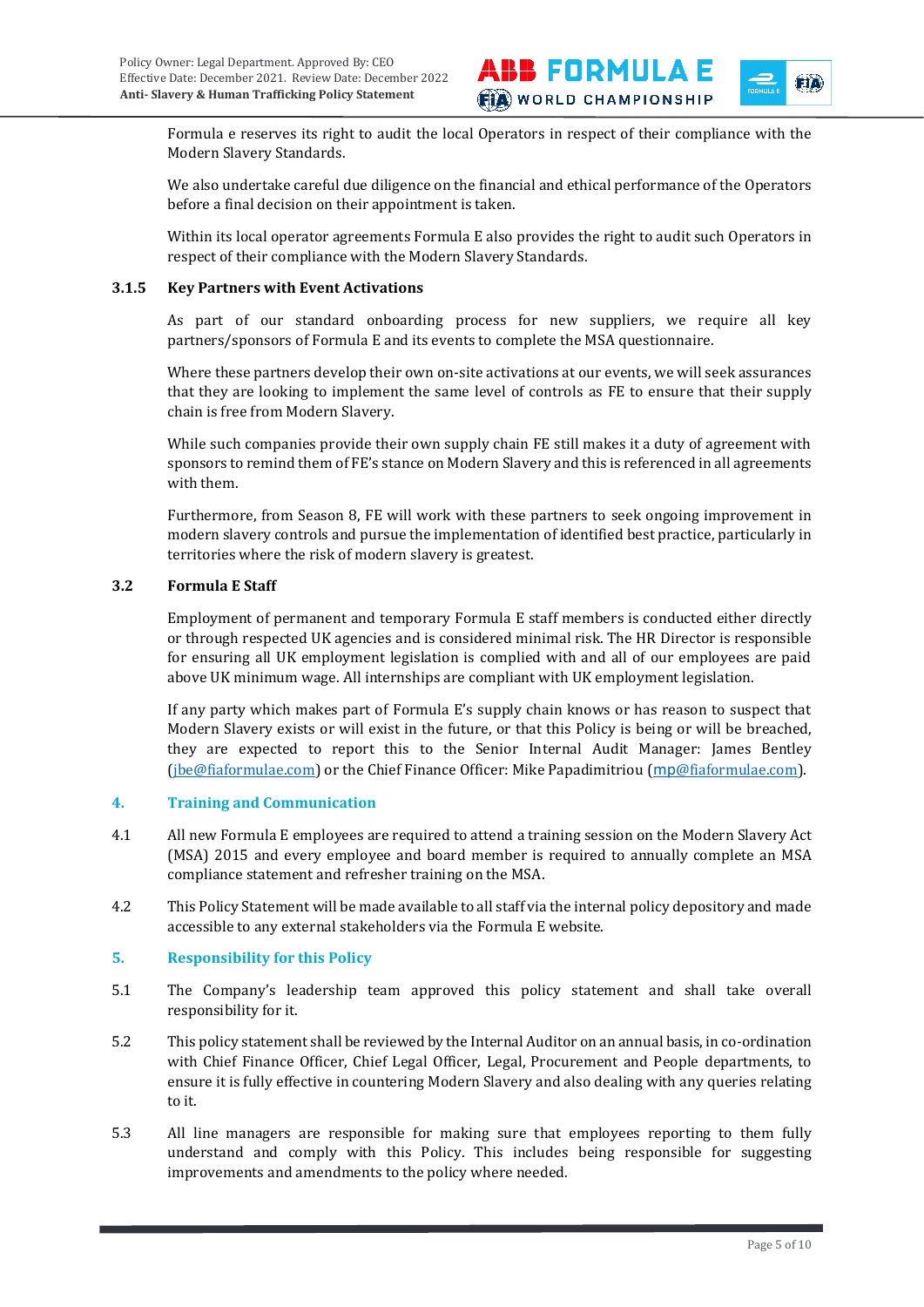Formula e reserves its right to audit the local Operators in respect of their compliance with the Modern Slavery Standards.

We also undertake careful due diligence on the financial and ethical performance of the Operators before a final decision on their appointment is taken.

Within its local operator agreements Formula E also provides the right to audit such Operators in respect of their compliance with the Modern Slavery Standards.

#### 3.1.5 Key Partners with Event Activations

As part of our standard onboarding process for new suppliers, we require all key partners/sponsors of Formula E and its events to complete the MSA questionnaire.

Where these partners develop their own on-site activations at our events, we will seek assurances that they are looking to implement the same level of controls as FE to ensure that their supply chain is free from Modern Slavery.

While such companies provide their own supply chain FE still makes it a duty of agreement with sponsors to remind them of FE's stance on Modern Slavery and this is referenced in all agreements with them.

Furthermore, from Season 8, FE will work with these partners to seek ongoing improvement in modern slavery controls and pursue the implementation of identified best practice, particularly in territories where the risk of modern slavery is greatest.

### 3.2 Formula E Staff

Employment of permanent and temporary Formula E staff members is conducted either directly or through respected UK agencies and is considered minimal risk. The HR Director is responsible for ensuring all UK employment legislation is complied with and all of our employees are paid above UK minimum wage. All internships are compliant with UK employment legislation.

If any party which makes part of Formula E's supply chain knows or has reason to suspect that Modern Slavery exists or will exist in the future, or that this Policy is being or will be breached, they are expected to report this to the Senior Internal Audit Manager: James Bentley (jbe@fiaformulae.com) or the Chief Finance Officer: Mike Papadimitriou (mp@fiaformulae.com).

## 4. Training and Communication

4.1 All new Formula E employees are required to attend a training session on the Modern Slavery Act (MSA) 2015 and every employee and board member is required to annually complete an MSA compliance statement and refresher training on the MSA.

4.2 This Policy Statement will be made available to all staff via the internal policy depository and made accessible to any external stakeholders via the Formula E website.

## 5. Responsibility for this Policy

5.1 The Company's leadership team approved this policy statement and shall take overall responsibility for it.

5.2 This policy statement shall be reviewed by the Internal Auditor on an annual basis, in co-ordination with Chief Finance Officer, Chief Legal Officer, Legal, Procurement and People departments, to ensure it is fully effective in countering Modern Slavery and also dealing with any queries relating to it.

5.3 All line managers are responsible for making sure that employees reporting to them fully understand and comply with this Policy. This includes being responsible for suggesting improvements and amendments to the policy where needed.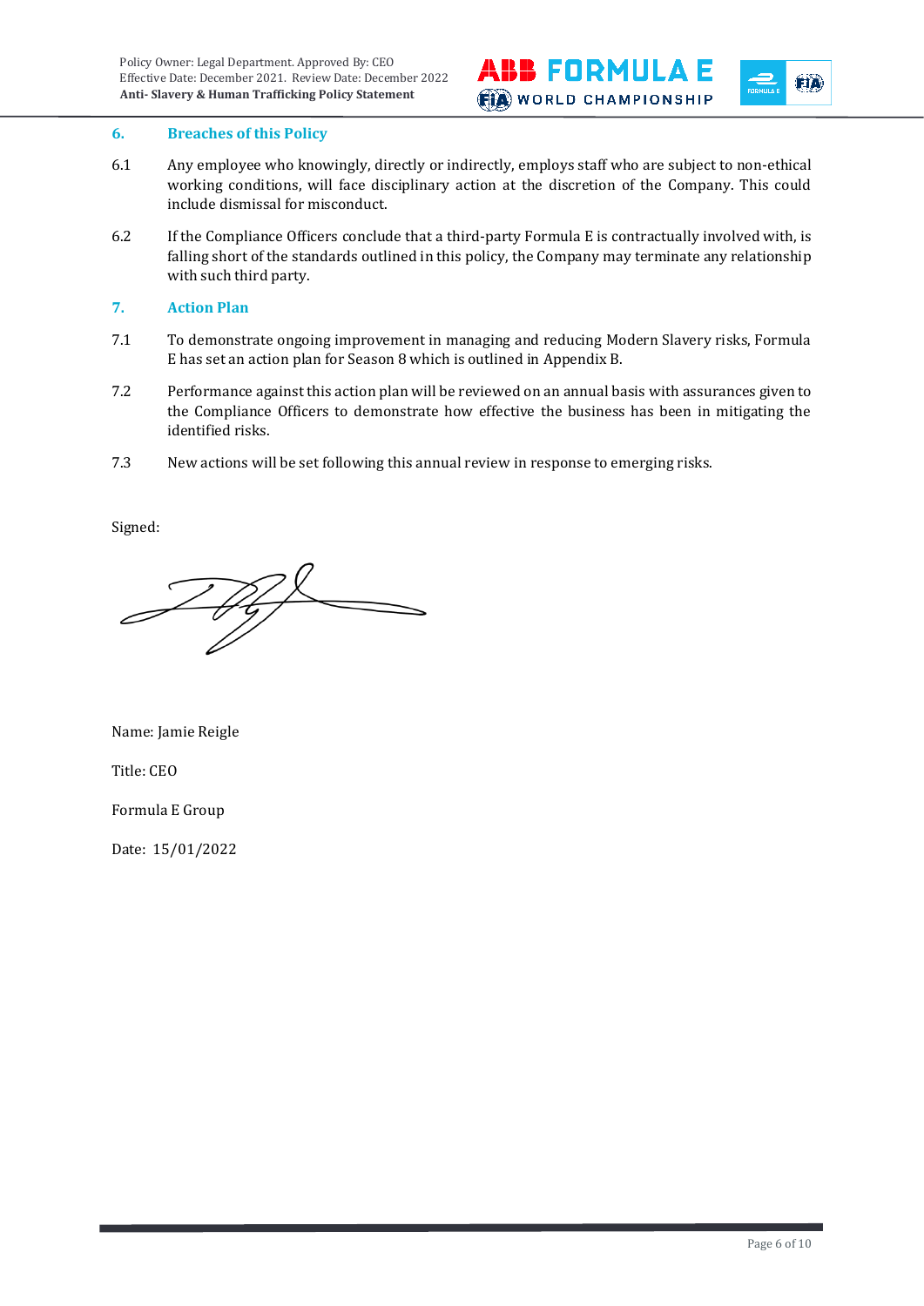## 6. Breaches of this Policy

6.1 Any employee who knowingly, directly or indirectly, employs staff who are subject to non-ethical working conditions, will face disciplinary action at the discretion of the Company. This could include dismissal for misconduct.

6.2 If the Compliance Officers conclude that a third-party Formula E is contractually involved with, is falling short of the standards outlined in this policy, the Company may terminate any relationship with such third party.

## 7. Action Plan

7.1 To demonstrate ongoing improvement in managing and reducing Modern Slavery risks, Formula E has set an action plan for Season 8 which is outlined in Appendix B.

7.2 Performance against this action plan will be reviewed on an annual basis with assurances given to the Compliance Officers to demonstrate how effective the business has been in mitigating the identified risks.

7.3 New actions will be set following this annual review in response to emerging risks.

Signed:

Name: Jamie Reigle

Title: CEO

Formula E Group

Date: 15/01/2022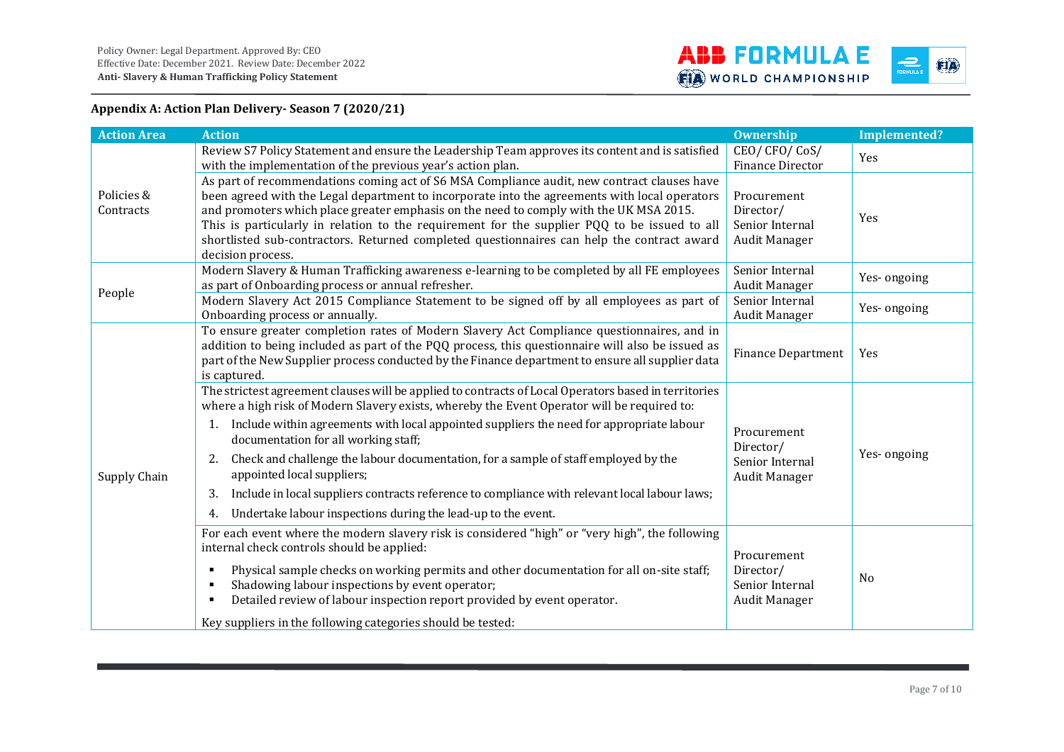## Appendix A: Action Plan Delivery- Season 7 (2020/21)

| Action Area | Action | Ownership | Implemented? |
|---|---|---|---|
| Policies & Contracts | Review S7 Policy Statement and ensure the Leadership Team approves its content and is satisfied with the implementation of the previous year's action plan. | CEO/ CFO/ CoS/ Finance Director | Yes |
| | As part of recommendations coming act of S6 MSA Compliance audit, new contract clauses have been agreed with the Legal department to incorporate into the agreements with local operators and promoters which place greater emphasis on the need to comply with the UK MSA 2015. This is particularly in relation to the requirement for the supplier PQQ to be issued to all shortlisted sub-contractors. Returned completed questionnaires can help the contract award decision process. | Procurement Director/ Senior Internal Audit Manager | Yes |
| People | Modern Slavery & Human Trafficking awareness e-learning to be completed by all FE employees as part of Onboarding process or annual refresher. | Senior Internal Audit Manager | Yes- ongoing |
| | Modern Slavery Act 2015 Compliance Statement to be signed off by all employees as part of Onboarding process or annually. | Senior Internal Audit Manager | Yes- ongoing |
| Supply Chain | To ensure greater completion rates of Modern Slavery Act Compliance questionnaires, and in addition to being included as part of the PQQ process, this questionnaire will also be issued as part of the New Supplier process conducted by the Finance department to ensure all supplier data is captured. | Finance Department | Yes |
| | The strictest agreement clauses will be applied to contracts of Local Operators based in territories where a high risk of Modern Slavery exists, whereby the Event Operator will be required to:<br>1. Include within agreements with local appointed suppliers the need for appropriate labour documentation for all working staff;<br>2. Check and challenge the labour documentation, for a sample of staff employed by the appointed local suppliers;<br>3. Include in local suppliers contracts reference to compliance with relevant local labour laws;<br>4. Undertake labour inspections during the lead-up to the event. | Procurement Director/ Senior Internal Audit Manager | Yes- ongoing |
| | For each event where the modern slavery risk is considered "high" or "very high", the following internal check controls should be applied:<br>▪ Physical sample checks on working permits and other documentation for all on-site staff;<br>▪ Shadowing labour inspections by event operator;<br>▪ Detailed review of labour inspection report provided by event operator.<br>Key suppliers in the following categories should be tested: | Procurement Director/ Senior Internal Audit Manager | No |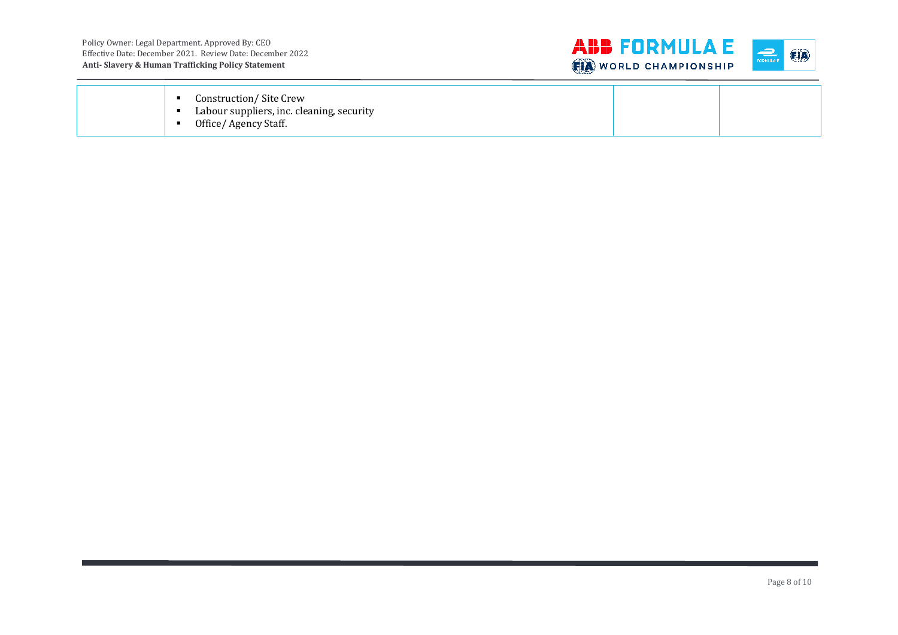|  |  |  |  |
|---|---|---|---|
|  | ▪ Construction/ Site Crew<br>▪ Labour suppliers, inc. cleaning, security<br>▪ Office/ Agency Staff. |  |  |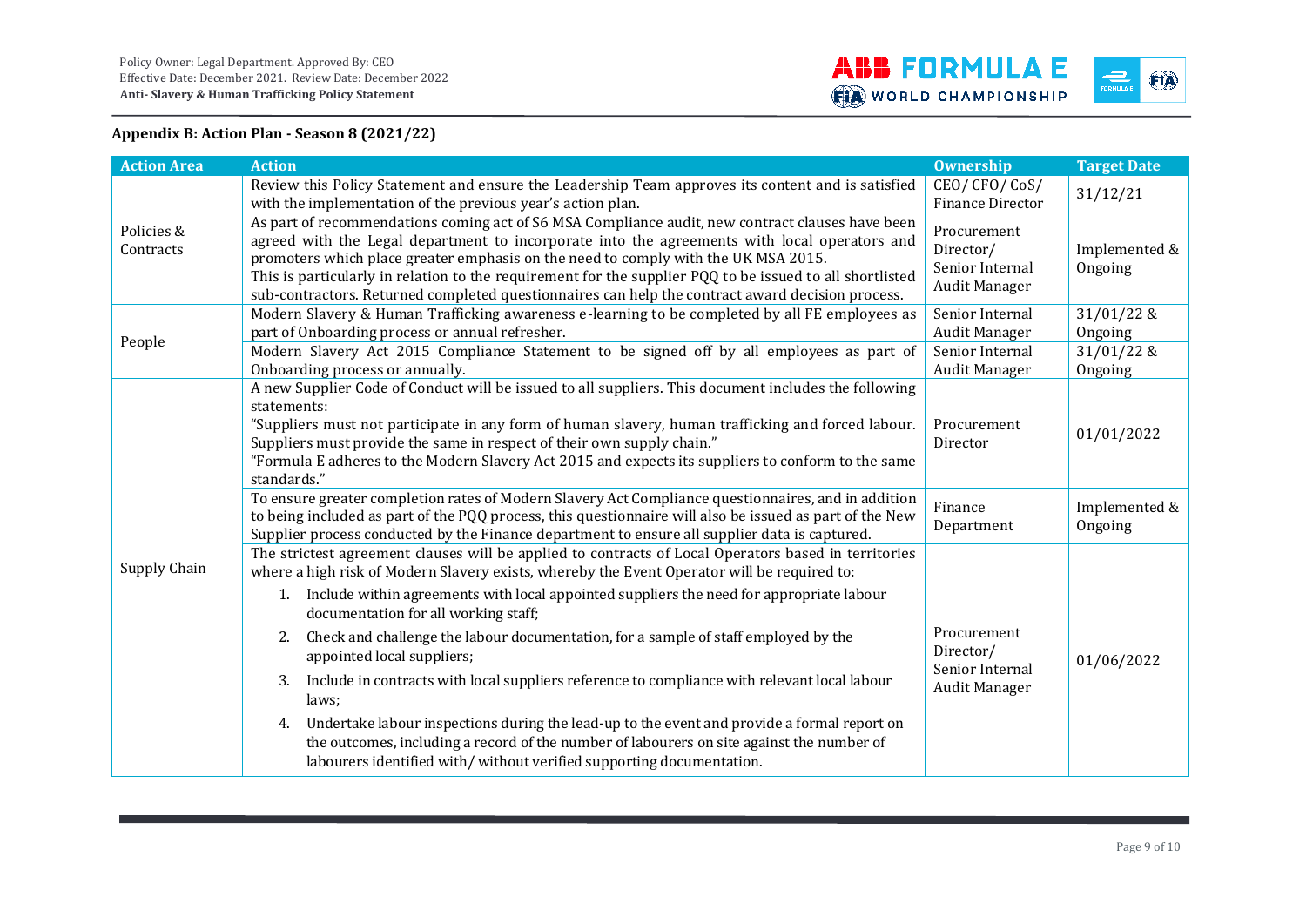## Appendix B: Action Plan - Season 8 (2021/22)

| Action Area | Action | Ownership | Target Date |
|---|---|---|---|
| Policies & Contracts | Review this Policy Statement and ensure the Leadership Team approves its content and is satisfied with the implementation of the previous year's action plan. | CEO/ CFO/ CoS/ Finance Director | 31/12/21 |
| | As part of recommendations coming act of S6 MSA Compliance audit, new contract clauses have been agreed with the Legal department to incorporate into the agreements with local operators and promoters which place greater emphasis on the need to comply with the UK MSA 2015.<br>This is particularly in relation to the requirement for the supplier PQQ to be issued to all shortlisted sub-contractors. Returned completed questionnaires can help the contract award decision process. | Procurement Director/ Senior Internal Audit Manager | Implemented & Ongoing |
| People | Modern Slavery & Human Trafficking awareness e-learning to be completed by all FE employees as part of Onboarding process or annual refresher. | Senior Internal Audit Manager | 31/01/22 & Ongoing |
| | Modern Slavery Act 2015 Compliance Statement to be signed off by all employees as part of Onboarding process or annually. | Senior Internal Audit Manager | 31/01/22 & Ongoing |
| Supply Chain | A new Supplier Code of Conduct will be issued to all suppliers. This document includes the following statements:<br>"Suppliers must not participate in any form of human slavery, human trafficking and forced labour. Suppliers must provide the same in respect of their own supply chain."<br>"Formula E adheres to the Modern Slavery Act 2015 and expects its suppliers to conform to the same standards." | Procurement Director | 01/01/2022 |
| | To ensure greater completion rates of Modern Slavery Act Compliance questionnaires, and in addition to being included as part of the PQQ process, this questionnaire will also be issued as part of the New Supplier process conducted by the Finance department to ensure all supplier data is captured. | Finance Department | Implemented & Ongoing |
| | The strictest agreement clauses will be applied to contracts of Local Operators based in territories where a high risk of Modern Slavery exists, whereby the Event Operator will be required to:<br>1. Include within agreements with local appointed suppliers the need for appropriate labour documentation for all working staff;<br>2. Check and challenge the labour documentation, for a sample of staff employed by the appointed local suppliers;<br>3. Include in contracts with local suppliers reference to compliance with relevant local labour laws;<br>4. Undertake labour inspections during the lead-up to the event and provide a formal report on the outcomes, including a record of the number of labourers on site against the number of labourers identified with/ without verified supporting documentation. | Procurement Director/ Senior Internal Audit Manager | 01/06/2022 |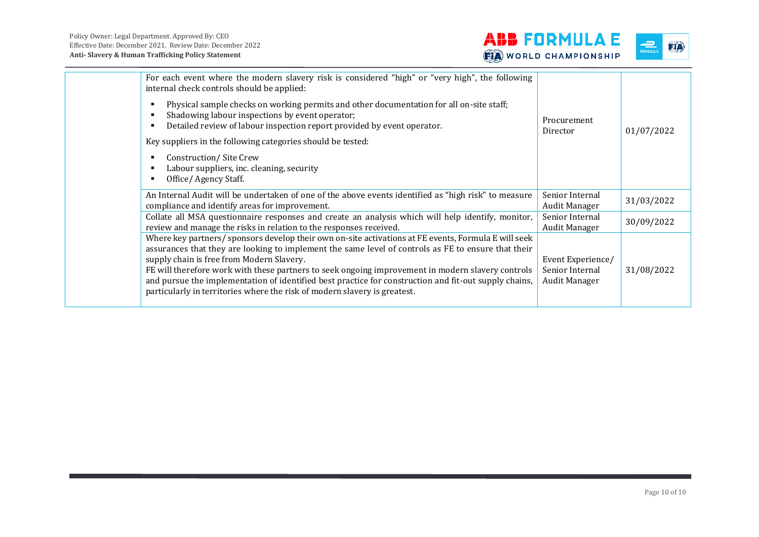| | | | |
|---|---|---|---|
| | For each event where the modern slavery risk is considered "high" or "very high", the following internal check controls should be applied:<br><br>- Physical sample checks on working permits and other documentation for all on-site staff;<br>- Shadowing labour inspections by event operator;<br>- Detailed review of labour inspection report provided by event operator.<br><br>Key suppliers in the following categories should be tested:<br><br>- Construction/ Site Crew<br>- Labour suppliers, inc. cleaning, security<br>- Office/ Agency Staff. | Procurement Director | 01/07/2022 |
| | An Internal Audit will be undertaken of one of the above events identified as "high risk" to measure compliance and identify areas for improvement. | Senior Internal Audit Manager | 31/03/2022 |
| | Collate all MSA questionnaire responses and create an analysis which will help identify, monitor, review and manage the risks in relation to the responses received. | Senior Internal Audit Manager | 30/09/2022 |
| | Where key partners/ sponsors develop their own on-site activations at FE events, Formula E will seek assurances that they are looking to implement the same level of controls as FE to ensure that their supply chain is free from Modern Slavery.<br>FE will therefore work with these partners to seek ongoing improvement in modern slavery controls and pursue the implementation of identified best practice for construction and fit-out supply chains, particularly in territories where the risk of modern slavery is greatest. | Event Experience/ Senior Internal Audit Manager | 31/08/2022 |